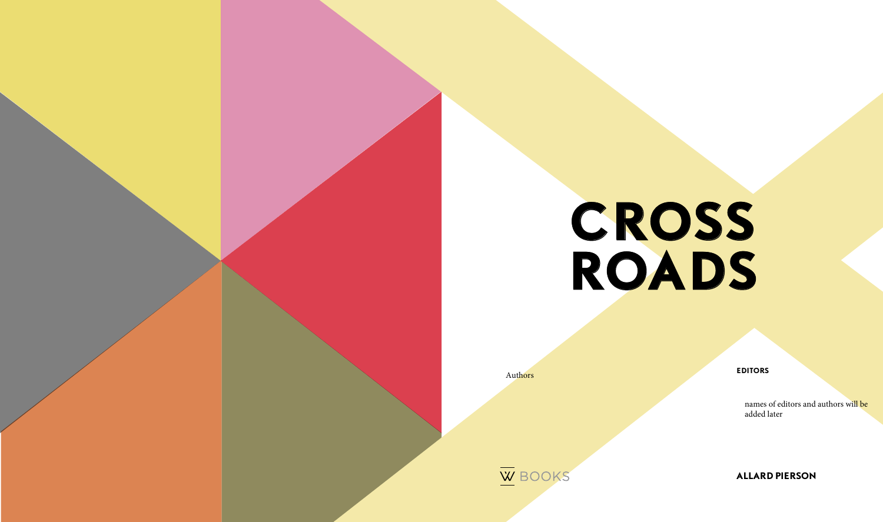# CROSS ROADS

Authors

**EDITORS**

names of editors and authors will be added later

W BOOKS

**ALLARD PIERSON**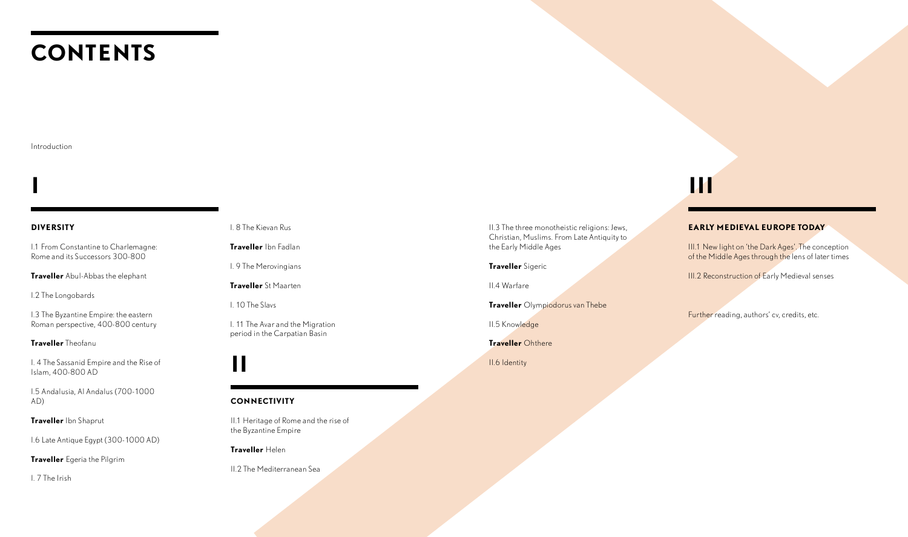# CONTENTS

Introduction

## I

### DIVERSITY

I.1 From Constantine to Charlemagne: Rome and its Successors 300-800

**Traveller** Abul-Abbas the elephant

I.2 The Longobards

I.3 The Byzantine Empire: the eastern Roman perspective, 400-800 century

**Traveller** Theofanu

I. 4 The Sassanid Empire and the Rise of Islam, 400-800 AD

I.5 Andalusia, Al Andalus (700-1000 AD)

**Traveller** Ibn Shaprut

I.6 Late Antique Egypt (300-1000 AD)

**Traveller** Egeria the Pilgrim

I. 7 The Irish

I. 8 The Kievan Rus

**Traveller** Ibn Fadlan

I. 9 The Merovingians

**Traveller** St Maarten

I. 10 The Slavs

I. 11 The Avar and the Migration period in the Carpatian Basin

## II

### CONNECTIVITY

II.1 Heritage of Rome and the rise of the Byzantine Empire

**Traveller** Helen

II.2 The Mediterranean Sea

II.3 The three monotheistic religions: Jews, Christian, Muslims. From Late Antiquity to the Early Middle Ages

**Traveller** Sigeric

II.4 Warfare

**Traveller** Olympiodorus van Thebe

II.5 Knowledge

**Traveller** Ohthere

II.6 Identity

## III

### EARLY MEDIEVAL EUROPE TODAY

III.1 New light on 'the Dark Ages'. The conception of the Middle Ages through the lens of later times

III.2 Reconstruction of Early Medieval senses

Further reading, authors' cv, credits, etc.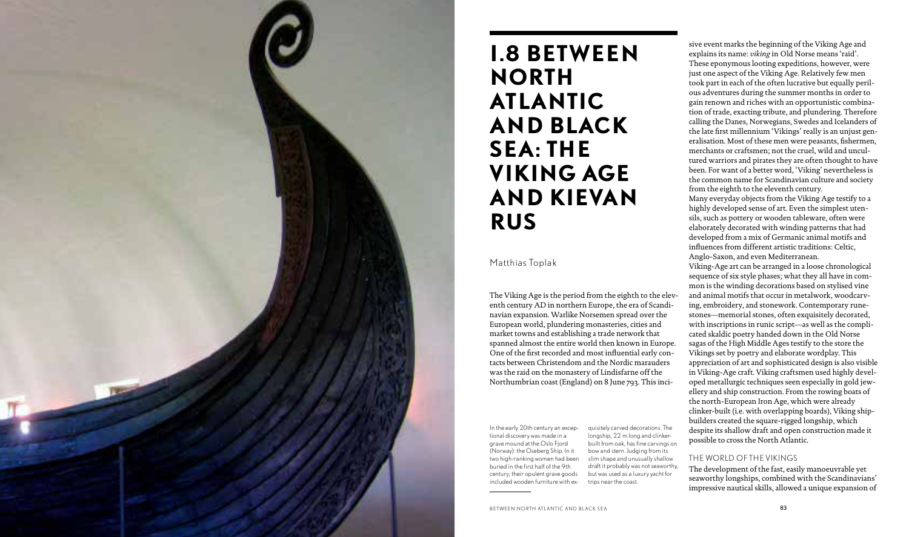# 1.8 BETWEEN NORTH ATLANTIC AND BLACK SEA: THE VIKING AGE AND KIEVAN RUS

Matthias Toplak

The Viking Age is the period from the eighth to the eleventh century AD in northern Europe, the era of Scandinavian expansion. Warlike Norsemen spread over the European world, plundering monasteries, cities and market towns and establishing a trade network that spanned almost the entire world then known in Europe. One of the first recorded and most influential early contacts between Christendom and the Nordic marauders was the raid on the monastery of Lindisfarne off the Northumbrian coast (England) on 8 June 793. This incisive event marks the beginning of the Viking Age and explains its name: *viking* in Old Norse means 'raid'. These eponymous looting expeditions, however, were just one aspect of the Viking Age. Relatively few men took part in each of the often lucrative but equally perilous adventures during the summer months in order to gain renown and riches with an opportunistic combination of trade, exacting tribute, and plundering. Therefore calling the Danes, Norwegians, Swedes and Icelanders of the late first millennium 'Vikings' really is an unjust generalisation. Most of these men were peasants, fishermen, merchants or craftsmen; not the cruel, wild and uncultured warriors and pirates they are often thought to have been. For want of a better word, 'Viking' nevertheless is the common name for Scandinavian culture and society from the eighth to the eleventh century.

In the early 20th century an exceptional discovery was made in a grave mound at the Oslo Fjord (Norway): the Oseberg Ship. In it two high-ranking women had been buried in the first half of the 9th century; their opulent grave goods included wooden furniture with exquisitely carved decorations. The longship, 22 m long and clinker-built from oak, has fine carvings on bow and stern. Judging from its slim shape and unusually shallow draft it probably was not seaworthy, but was used as a luxury yacht for trips near the coast.

Many everyday objects from the Viking Age testify to a highly developed sense of art. Even the simplest utensils, such as pottery or wooden tableware, often were elaborately decorated with winding patterns that had developed from a mix of Germanic animal motifs and influences from different artistic traditions: Celtic, Anglo-Saxon, and even Mediterranean.

Viking-Age art can be arranged in a loose chronological sequence of six style phases; what they all have in common is the winding decorations based on stylised vine and animal motifs that occur in metalwork, woodcarving, embroidery, and stonework. Contemporary runestones—memorial stones, often exquisitely decorated, with inscriptions in runic script—as well as the complicated skaldic poetry handed down in the Old Norse sagas of the High Middle Ages testify to the store the Vikings set by poetry and elaborate wordplay. This appreciation of art and sophisticated design is also visible in Viking-Age craft. Viking craftsmen used highly developed metallurgic techniques seen especially in gold jewellery and ship construction. From the rowing boats of the north-European Iron Age, which were already clinker-built (i.e. with overlapping boards), Viking shipbuilders created the square-rigged longship, which despite its shallow draft and open construction made it possible to cross the North Atlantic.

## THE WORLD OF THE VIKINGS

The development of the fast, easily manoeuvrable yet seaworthy longships, combined with the Scandinavians' impressive nautical skills, allowed a unique expansion of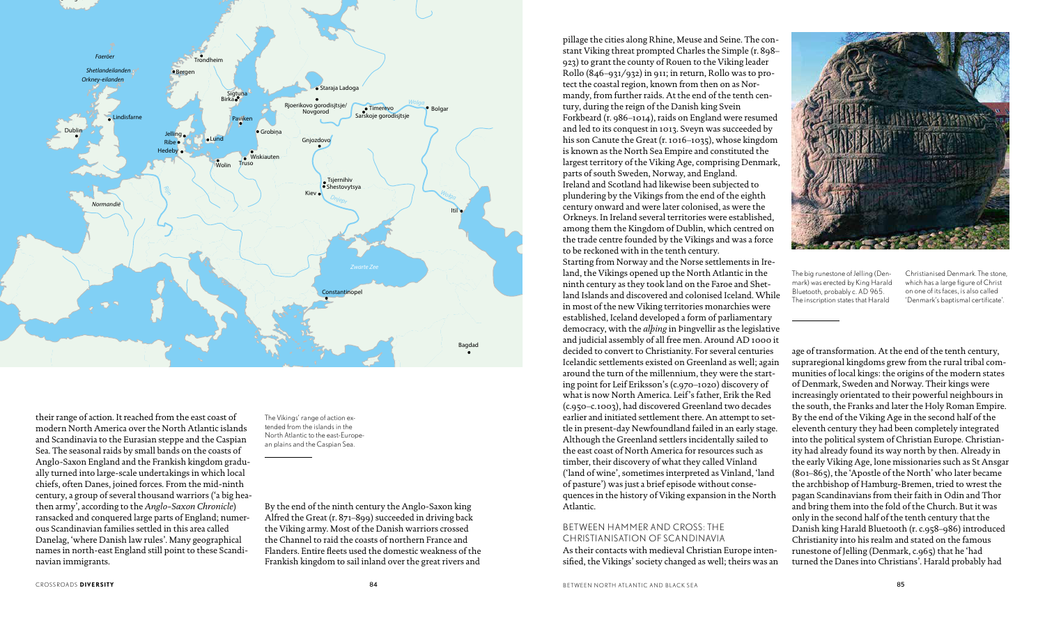their range of action. It reached from the east coast of modern North America over the North Atlantic islands and Scandinavia to the Eurasian steppe and the Caspian Sea. The seasonal raids by small bands on the coasts of Anglo-Saxon England and the Frankish kingdom gradually turned into large-scale undertakings in which local chiefs, often Danes, joined forces. From the mid-ninth century, a group of several thousand warriors ('a big heathen army', according to the *Anglo-Saxon Chronicle*) ransacked and conquered large parts of England; numerous Scandinavian families settled in this area called Danelag, 'where Danish law rules'. Many geographical names in north-east England still point to these Scandinavian immigrants.

The Vikings' range of action extended from the islands in the North Atlantic to the east-European plains and the Caspian Sea.

By the end of the ninth century the Anglo-Saxon king Alfred the Great (r. 871–899) succeeded in driving back the Viking army. Most of the Danish warriors crossed the Channel to raid the coasts of northern France and Flanders. Entire fleets used the domestic weakness of the Frankish kingdom to sail inland over the great rivers and pillage the cities along Rhine, Meuse and Seine. The constant Viking threat prompted Charles the Simple (r. 898–923) to grant the county of Rouen to the Viking leader Rollo (846–931/932) in 911; in return, Rollo was to protect the coastal region, known from then on as Normandy, from further raids. At the end of the tenth century, during the reign of the Danish king Svein Forkbeard (r. 986–1014), raids on England were resumed and led to its conquest in 1013. Sveyn was succeeded by his son Canute the Great (r. 1016–1035), whose kingdom is known as the North Sea Empire and constituted the largest territory of the Viking Age, comprising Denmark, parts of south Sweden, Norway, and England.

Ireland and Scotland had likewise been subjected to plundering by the Vikings from the end of the eighth century onward and were later colonised, as were the Orkneys. In Ireland several territories were established, among them the Kingdom of Dublin, which centred on the trade centre founded by the Vikings and was a force to be reckoned with in the tenth century.

Starting from Norway and the Norse settlements in Ireland, the Vikings opened up the North Atlantic in the ninth century as they took land on the Faroe and Shetland Islands and discovered and colonised Iceland. While in most of the new Viking territories monarchies were established, Iceland developed a form of parliamentary democracy, with the *alþing* in Þingvellir as the legislative and judicial assembly of all free men. Around AD 1000 it decided to convert to Christianity. For several centuries Icelandic settlements existed on Greenland as well; again around the turn of the millennium, they were the starting point for Leif Eriksson's (c.970–1020) discovery of what is now North America. Leif's father, Erik the Red (c.950–c.1003), had discovered Greenland two decades earlier and initiated settlement there. An attempt to settle in present-day Newfoundland failed in an early stage. Although the Greenland settlers incidentally sailed to the east coast of North America for resources such as timber, their discovery of what they called Vínland ('land of wine', sometimes interpreted as Vinland, 'land of pasture') was just a brief episode without consequences in the history of Viking expansion in the North Atlantic.

The big runestone of Jelling (Denmark) was erected by King Harald Bluetooth, probably c. AD 965. The inscription states that Harald Christianised Denmark. The stone, which has a large figure of Christ on one of its faces, is also called 'Denmark's baptismal certificate'.

## BETWEEN HAMMER AND CROSS: THE CHRISTIANISATION OF SCANDINAVIA

As their contacts with medieval Christian Europe intensified, the Vikings' society changed as well; theirs was an age of transformation. At the end of the tenth century, supraregional kingdoms grew from the rural tribal communities of local kings: the origins of the modern states of Denmark, Sweden and Norway. Their kings were increasingly orientated to their powerful neighbours in the south, the Franks and later the Holy Roman Empire. By the end of the Viking Age in the second half of the eleventh century they had been completely integrated into the political system of Christian Europe. Christianity had already found its way north by then. Already in the early Viking Age, lone missionaries such as St Ansgar (801–865), the 'Apostle of the North' who later became the archbishop of Hamburg-Bremen, tried to wrest the pagan Scandinavians from their faith in Odin and Thor and bring them into the fold of the Church. But it was only in the second half of the tenth century that the Danish king Harald Bluetooth (r. c.958–986) introduced Christianity into his realm and stated on the famous runestone of Jelling (Denmark, c.965) that he 'had turned the Danes into Christians'. Harald probably had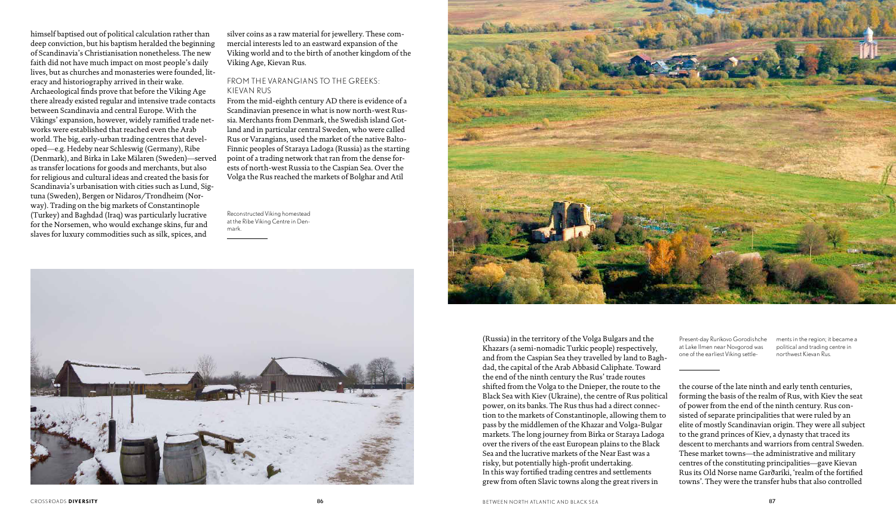himself baptised out of political calculation rather than deep conviction, but his baptism heralded the beginning of Scandinavia's Christianisation nonetheless. The new faith did not have much impact on most people's daily lives, but as churches and monasteries were founded, literacy and historiography arrived in their wake. Archaeological finds prove that before the Viking Age there already existed regular and intensive trade contacts between Scandinavia and central Europe. With the Vikings' expansion, however, widely ramified trade networks were established that reached even the Arab world. The big, early-urban trading centres that developed—e.g. Hedeby near Schleswig (Germany), Ribe (Denmark), and Birka in Lake Mälaren (Sweden)—served as transfer locations for goods and merchants, but also for religious and cultural ideas and created the basis for Scandinavia's urbanisation with cities such as Lund, Sigtuna (Sweden), Bergen or Nidaros/Trondheim (Norway). Trading on the big markets of Constantinople (Turkey) and Baghdad (Iraq) was particularly lucrative for the Norsemen, who would exchange skins, fur and slaves for luxury commodities such as silk, spices, and silver coins as a raw material for jewellery. These commercial interests led to an eastward expansion of the Viking world and to the birth of another kingdom of the Viking Age, Kievan Rus.

## FROM THE VARANGIANS TO THE GREEKS: KIEVAN RUS

From the mid-eighth century AD there is evidence of a Scandinavian presence in what is now north-west Russia. Merchants from Denmark, the Swedish island Gotland and in particular central Sweden, who were called Rus or Varangians, used the market of the native Balto-Finnic peoples of Staraya Ladoga (Russia) as the starting point of a trading network that ran from the dense forests of north-west Russia to the Caspian Sea. Over the Volga the Rus reached the markets of Bolghar and Atil (Russia) in the territory of the Volga Bulgars and the Khazars (a semi-nomadic Turkic people) respectively, and from the Caspian Sea they travelled by land to Baghdad, the capital of the Arab Abbasid Caliphate. Toward the end of the ninth century the Rus' trade routes shifted from the Volga to the Dnieper, the route to the Black Sea with Kiev (Ukraine), the centre of Rus political power, on its banks. The Rus thus had a direct connection to the markets of Constantinople, allowing them to pass by the middlemen of the Khazar and Volga-Bulgar markets. The long journey from Birka or Staraya Ladoga over the rivers of the east European plains to the Black Sea and the lucrative markets of the Near East was a risky, but potentially high-profit undertaking.

In this way fortified trading centres and settlements grew from often Slavic towns along the great rivers in the course of the late ninth and early tenth centuries, forming the basis of the realm of Rus, with Kiev the seat of power from the end of the ninth century. Rus consisted of separate principalities that were ruled by an elite of mostly Scandinavian origin. They were all subject to the grand princes of Kiev, a dynasty that traced its descent to merchants and warriors from central Sweden. These market towns—the administrative and military centres of the constituting principalities—gave Kievan Rus its Old Norse name Garðaríki, 'realm of the fortified towns'. They were the transfer hubs that also controlled

Reconstructed Viking homestead at the Ribe Viking Centre in Denmark.

Present-day Rurikovo Gorodishche at Lake Ilmen near Novgorod was one of the earliest Viking settlements in the region; it became a political and trading centre in northwest Kievan Rus.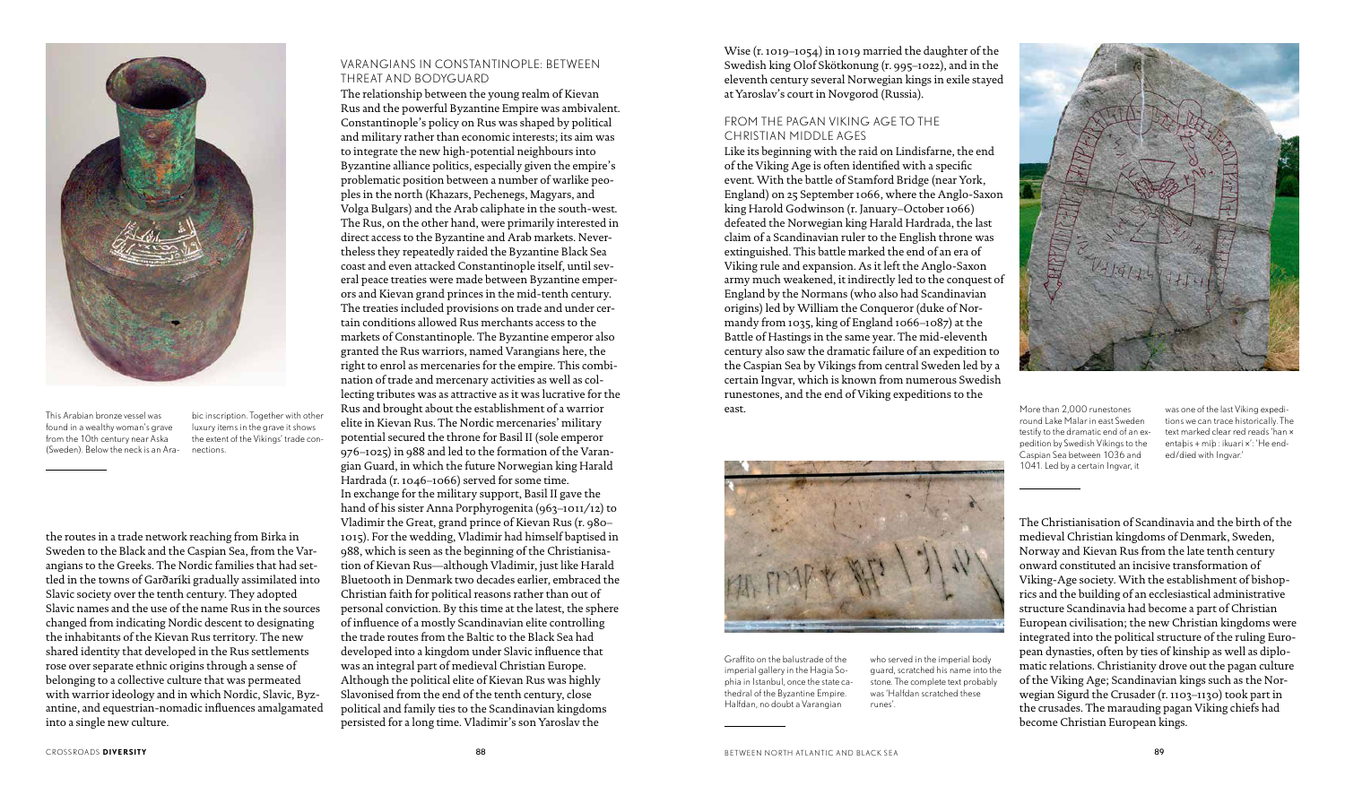This Arabian bronze vessel was found in a wealthy woman's grave from the 10th century near Aska (Sweden). Below the neck is an Arabic inscription. Together with other luxury items in the grave it shows the extent of the Vikings' trade connections.

the routes in a trade network reaching from Birka in Sweden to the Black and the Caspian Sea, from the Varangians to the Greeks. The Nordic families that had settled in the towns of Garðaríki gradually assimilated into Slavic society over the tenth century. They adopted Slavic names and the use of the name Rus in the sources changed from indicating Nordic descent to designating the inhabitants of the Kievan Rus territory. The new shared identity that developed in the Rus settlements rose over separate ethnic origins through a sense of belonging to a collective culture that was permeated with warrior ideology and in which Nordic, Slavic, Byzantine, and equestrian-nomadic influences amalgamated into a single new culture.

## VARANGIANS IN CONSTANTINOPLE: BETWEEN THREAT AND BODYGUARD

The relationship between the young realm of Kievan Rus and the powerful Byzantine Empire was ambivalent. Constantinople's policy on Rus was shaped by political and military rather than economic interests; its aim was to integrate the new high-potential neighbours into Byzantine alliance politics, especially given the empire's problematic position between a number of warlike peoples in the north (Khazars, Pechenegs, Magyars, and Volga Bulgars) and the Arab caliphate in the south-west. The Rus, on the other hand, were primarily interested in direct access to the Byzantine and Arab markets. Nevertheless they repeatedly raided the Byzantine Black Sea coast and even attacked Constantinople itself, until several peace treaties were made between Byzantine emperors and Kievan grand princes in the mid-tenth century. The treaties included provisions on trade and under certain conditions allowed Rus merchants access to the markets of Constantinople. The Byzantine emperor also granted the Rus warriors, named Varangians here, the right to enrol as mercenaries for the empire. This combination of trade and mercenary activities as well as collecting tributes was as attractive as it was lucrative for the Rus and brought about the establishment of a warrior elite in Kievan Rus. The Nordic mercenaries' military potential secured the throne for Basil II (sole emperor 976–1025) in 988 and led to the formation of the Varangian Guard, in which the future Norwegian king Harald Hardrada (r. 1046–1066) served for some time.
In exchange for the military support, Basil II gave the hand of his sister Anna Porphyrogenita (963–1011/12) to Vladimir the Great, grand prince of Kievan Rus (r. 980–1015). For the wedding, Vladimir had himself baptised in 988, which is seen as the beginning of the Christianisation of Kievan Rus—although Vladimir, just like Harald Bluetooth in Denmark two decades earlier, embraced the Christian faith for political reasons rather than out of personal conviction. By this time at the latest, the sphere of influence of a mostly Scandinavian elite controlling the trade routes from the Baltic to the Black Sea had developed into a kingdom under Slavic influence that was an integral part of medieval Christian Europe. Although the political elite of Kievan Rus was highly Slavonised from the end of the tenth century, close political and family ties to the Scandinavian kingdoms persisted for a long time. Vladimir's son Yaroslav the Wise (r. 1019–1054) in 1019 married the daughter of the Swedish king Olof Skötkonung (r. 995–1022), and in the eleventh century several Norwegian kings in exile stayed at Yaroslav's court in Novgorod (Russia).

## FROM THE PAGAN VIKING AGE TO THE CHRISTIAN MIDDLE AGES

Like its beginning with the raid on Lindisfarne, the end of the Viking Age is often identified with a specific event. With the battle of Stamford Bridge (near York, England) on 25 September 1066, where the Anglo-Saxon king Harold Godwinson (r. January–October 1066) defeated the Norwegian king Harald Hardrada, the last claim of a Scandinavian ruler to the English throne was extinguished. This battle marked the end of an era of Viking rule and expansion. As it left the Anglo-Saxon army much weakened, it indirectly led to the conquest of England by the Normans (who also had Scandinavian origins) led by William the Conqueror (duke of Normandy from 1035, king of England 1066–1087) at the Battle of Hastings in the same year. The mid-eleventh century also saw the dramatic failure of an expedition to the Caspian Sea by Vikings from central Sweden led by a certain Ingvar, which is known from numerous Swedish runestones, and the end of Viking expeditions to the east.

Graffito on the balustrade of the imperial gallery in the Hagia Sophia in Istanbul, once the state cathedral of the Byzantine Empire. Halfdan, no doubt a Varangian who served in the imperial body guard, scratched his name into the stone. The complete text probably was 'Halfdan scratched these runes'.

More than 2,000 runestones round Lake Malar in east Sweden testify to the dramatic end of an expedition by Swedish Vikings to the Caspian Sea between 1036 and 1041. Led by a certain Ingvar, it was one of the last Viking expeditions we can trace historically. The text marked clear red reads 'han × entaþis + miþ : ikuari ×': 'He ended/died with Ingvar.'

The Christianisation of Scandinavia and the birth of the medieval Christian kingdoms of Denmark, Sweden, Norway and Kievan Rus from the late tenth century onward constituted an incisive transformation of Viking-Age society. With the establishment of bishoprics and the building of an ecclesiastical administrative structure Scandinavia had become a part of Christian European civilisation; the new Christian kingdoms were integrated into the political structure of the ruling European dynasties, often by ties of kinship as well as diplomatic relations. Christianity drove out the pagan culture of the Viking Age; Scandinavian kings such as the Norwegian Sigurd the Crusader (r. 1103–1130) took part in the crusades. The marauding pagan Viking chiefs had become Christian European kings.